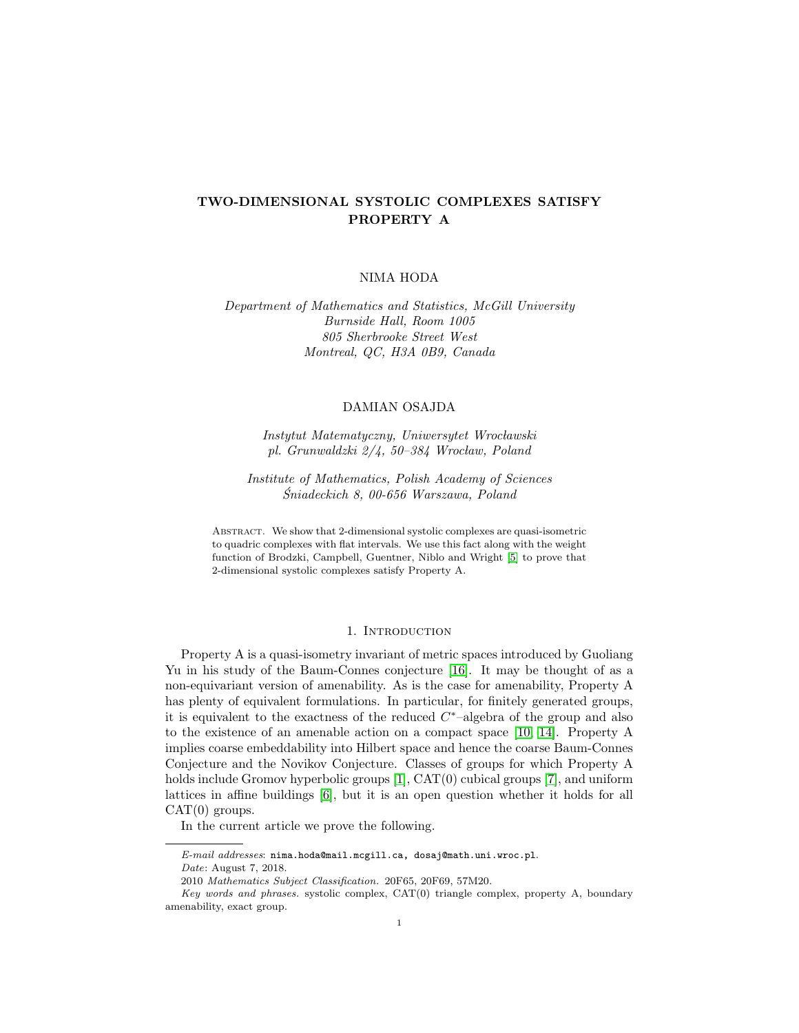# TWO-DIMENSIONAL SYSTOLIC COMPLEXES SATISFY PROPERTY A

NIMA HODA

*Department of Mathematics and Statistics, McGill University*
*Burnside Hall, Room 1005*
*805 Sherbrooke Street West*
*Montreal, QC, H3A 0B9, Canada*

DAMIAN OSAJDA

*Instytut Matematyczny, Uniwersytet Wrocławski*
*pl. Grunwaldzki 2/4, 50–384 Wrocław, Poland*

*Institute of Mathematics, Polish Academy of Sciences*
*Śniadeckich 8, 00-656 Warszawa, Poland*

Abstract. We show that 2-dimensional systolic complexes are quasi-isometric to quadric complexes with flat intervals. We use this fact along with the weight function of Brodzki, Campbell, Guentner, Niblo and Wright [5] to prove that 2-dimensional systolic complexes satisfy Property A.

## 1. Introduction

Property A is a quasi-isometry invariant of metric spaces introduced by Guoliang Yu in his study of the Baum-Connes conjecture [16]. It may be thought of as a non-equivariant version of amenability. As is the case for amenability, Property A has plenty of equivalent formulations. In particular, for finitely generated groups, it is equivalent to the exactness of the reduced $C^*$–algebra of the group and also to the existence of an amenable action on a compact space [10, 14]. Property A implies coarse embeddability into Hilbert space and hence the coarse Baum-Connes Conjecture and the Novikov Conjecture. Classes of groups for which Property A holds include Gromov hyperbolic groups [1], CAT(0) cubical groups [7], and uniform lattices in affine buildings [6], but it is an open question whether it holds for all CAT(0) groups.

In the current article we prove the following.

---

*E-mail addresses*: nima.hoda@mail.mcgill.ca, dosaj@math.uni.wroc.pl.

*Date*: August 7, 2018.

2010 *Mathematics Subject Classification.* 20F65, 20F69, 57M20.

*Key words and phrases.* systolic complex, CAT(0) triangle complex, property A, boundary amenability, exact group.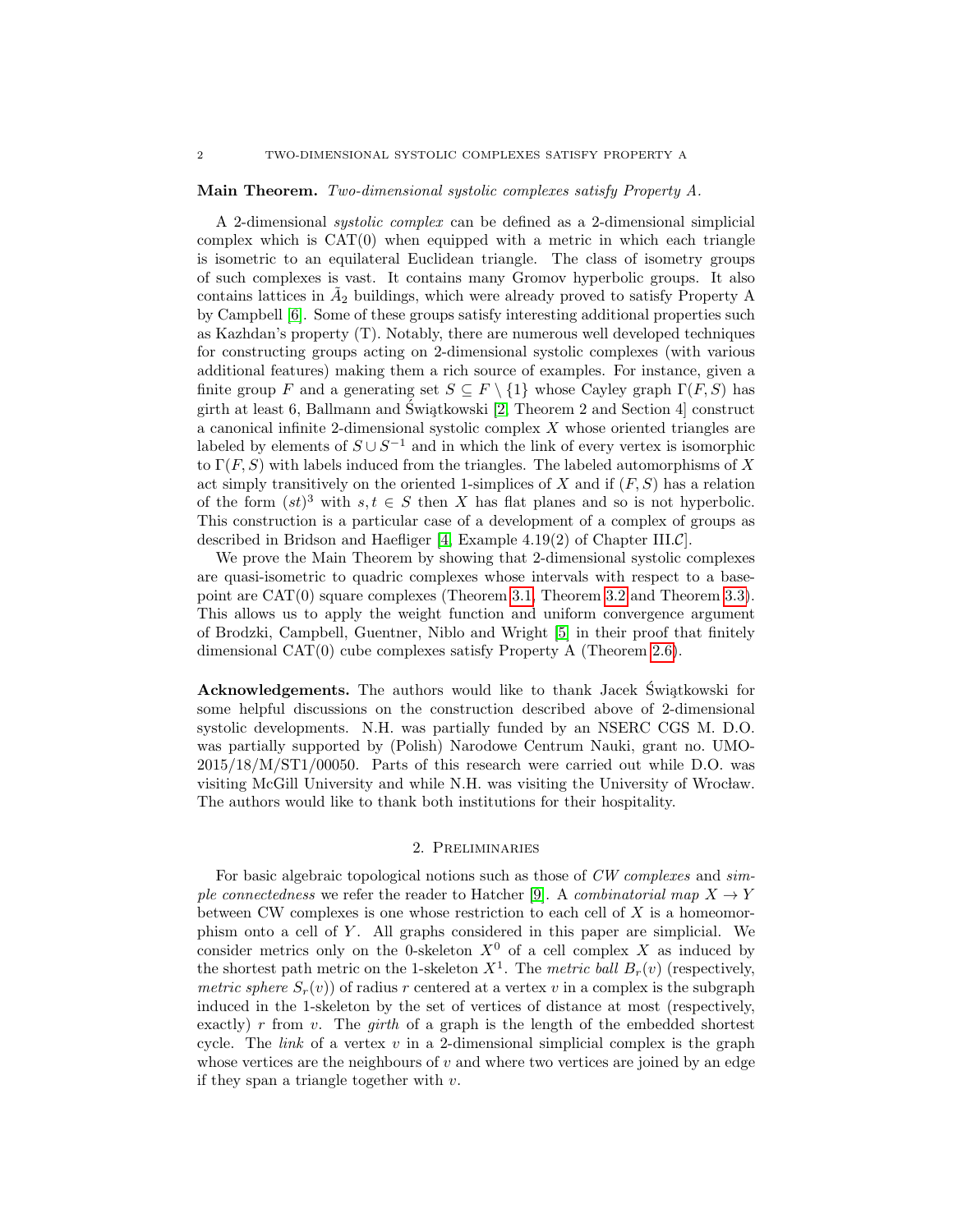**Main Theorem.** *Two-dimensional systolic complexes satisfy Property A.*

A 2-dimensional *systolic complex* can be defined as a 2-dimensional simplicial complex which is CAT(0) when equipped with a metric in which each triangle is isometric to an equilateral Euclidean triangle. The class of isometry groups of such complexes is vast. It contains many Gromov hyperbolic groups. It also contains lattices in $\tilde{A}_2$ buildings, which were already proved to satisfy Property A by Campbell [6]. Some of these groups satisfy interesting additional properties such as Kazhdan's property (T). Notably, there are numerous well developed techniques for constructing groups acting on 2-dimensional systolic complexes (with various additional features) making them a rich source of examples. For instance, given a finite group $F$ and a generating set $S \subseteq F \setminus \{1\}$ whose Cayley graph $\Gamma(F,S)$ has girth at least 6, Ballmann and Świątkowski [2, Theorem 2 and Section 4] construct a canonical infinite 2-dimensional systolic complex $X$ whose oriented triangles are labeled by elements of $S \cup S^{-1}$ and in which the link of every vertex is isomorphic to $\Gamma(F,S)$ with labels induced from the triangles. The labeled automorphisms of $X$ act simply transitively on the oriented 1-simplices of $X$ and if $(F,S)$ has a relation of the form $(st)^3$ with $s,t \in S$ then $X$ has flat planes and so is not hyperbolic. This construction is a particular case of a development of a complex of groups as described in Bridson and Haefliger [4, Example 4.19(2) of Chapter III.$\mathcal{C}$].

We prove the Main Theorem by showing that 2-dimensional systolic complexes are quasi-isometric to quadric complexes whose intervals with respect to a basepoint are CAT(0) square complexes (Theorem 3.1, Theorem 3.2 and Theorem 3.3). This allows us to apply the weight function and uniform convergence argument of Brodzki, Campbell, Guentner, Niblo and Wright [5] in their proof that finitely dimensional CAT(0) cube complexes satisfy Property A (Theorem 2.6).

**Acknowledgements.** The authors would like to thank Jacek Świątkowski for some helpful discussions on the construction described above of 2-dimensional systolic developments. N.H. was partially funded by an NSERC CGS M. D.O. was partially supported by (Polish) Narodowe Centrum Nauki, grant no. UMO-2015/18/M/ST1/00050. Parts of this research were carried out while D.O. was visiting McGill University and while N.H. was visiting the University of Wrocław. The authors would like to thank both institutions for their hospitality.

## 2. Preliminaries

For basic algebraic topological notions such as those of *CW complexes* and *simple connectedness* we refer the reader to Hatcher [9]. A *combinatorial map* $X \to Y$ between CW complexes is one whose restriction to each cell of $X$ is a homeomorphism onto a cell of $Y$. All graphs considered in this paper are simplicial. We consider metrics only on the 0-skeleton $X^0$ of a cell complex $X$ as induced by the shortest path metric on the 1-skeleton $X^1$. The *metric ball* $B_r(v)$ (respectively, *metric sphere* $S_r(v)$) of radius $r$ centered at a vertex $v$ in a complex is the subgraph induced in the 1-skeleton by the set of vertices of distance at most (respectively, exactly) $r$ from $v$. The *girth* of a graph is the length of the embedded shortest cycle. The *link* of a vertex $v$ in a 2-dimensional simplicial complex is the graph whose vertices are the neighbours of $v$ and where two vertices are joined by an edge if they span a triangle together with $v$.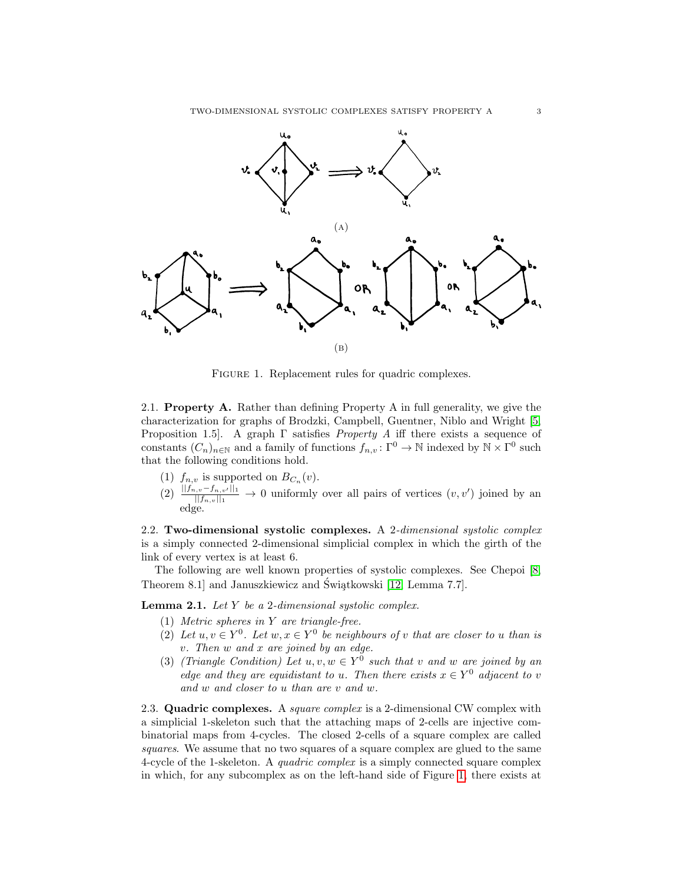(A)

(B)

Figure 1. Replacement rules for quadric complexes.

2.1. **Property A.** Rather than defining Property A in full generality, we give the characterization for graphs of Brodzki, Campbell, Guentner, Niblo and Wright [5, Proposition 1.5]. A graph $\Gamma$ satisfies *Property A* iff there exists a sequence of constants $(C_n)_{n\in\mathbb{N}}$ and a family of functions $f_{n,v}\colon \Gamma^0 \to \mathbb{N}$ indexed by $\mathbb{N}\times\Gamma^0$ such that the following conditions hold.

1. $f_{n,v}$ is supported on $B_{C_n}(v)$.
2. $\frac{||f_{n,v}-f_{n,v'}||_1}{||f_{n,v}||_1} \to 0$ uniformly over all pairs of vertices $(v, v')$ joined by an edge.

2.2. **Two-dimensional systolic complexes.** A *2-dimensional systolic complex* is a simply connected 2-dimensional simplicial complex in which the girth of the link of every vertex is at least 6.

The following are well known properties of systolic complexes. See Chepoi [8, Theorem 8.1] and Januszkiewicz and Świątkowski [12, Lemma 7.7].

**Lemma 2.1.** *Let $Y$ be a 2-dimensional systolic complex.*

1. *Metric spheres in $Y$ are triangle-free.*
2. *Let $u, v \in Y^0$. Let $w, x \in Y^0$ be neighbours of $v$ that are closer to $u$ than is $v$. Then $w$ and $x$ are joined by an edge.*
3. *(Triangle Condition) Let $u, v, w \in Y^0$ such that $v$ and $w$ are joined by an edge and they are equidistant to $u$. Then there exists $x \in Y^0$ adjacent to $v$ and $w$ and closer to $u$ than are $v$ and $w$.*

2.3. **Quadric complexes.** A *square complex* is a 2-dimensional CW complex with a simplicial 1-skeleton such that the attaching maps of 2-cells are injective combinatorial maps from 4-cycles. The closed 2-cells of a square complex are called *squares*. We assume that no two squares of a square complex are glued to the same 4-cycle of the 1-skeleton. A *quadric complex* is a simply connected square complex in which, for any subcomplex as on the left-hand side of Figure 1, there exists at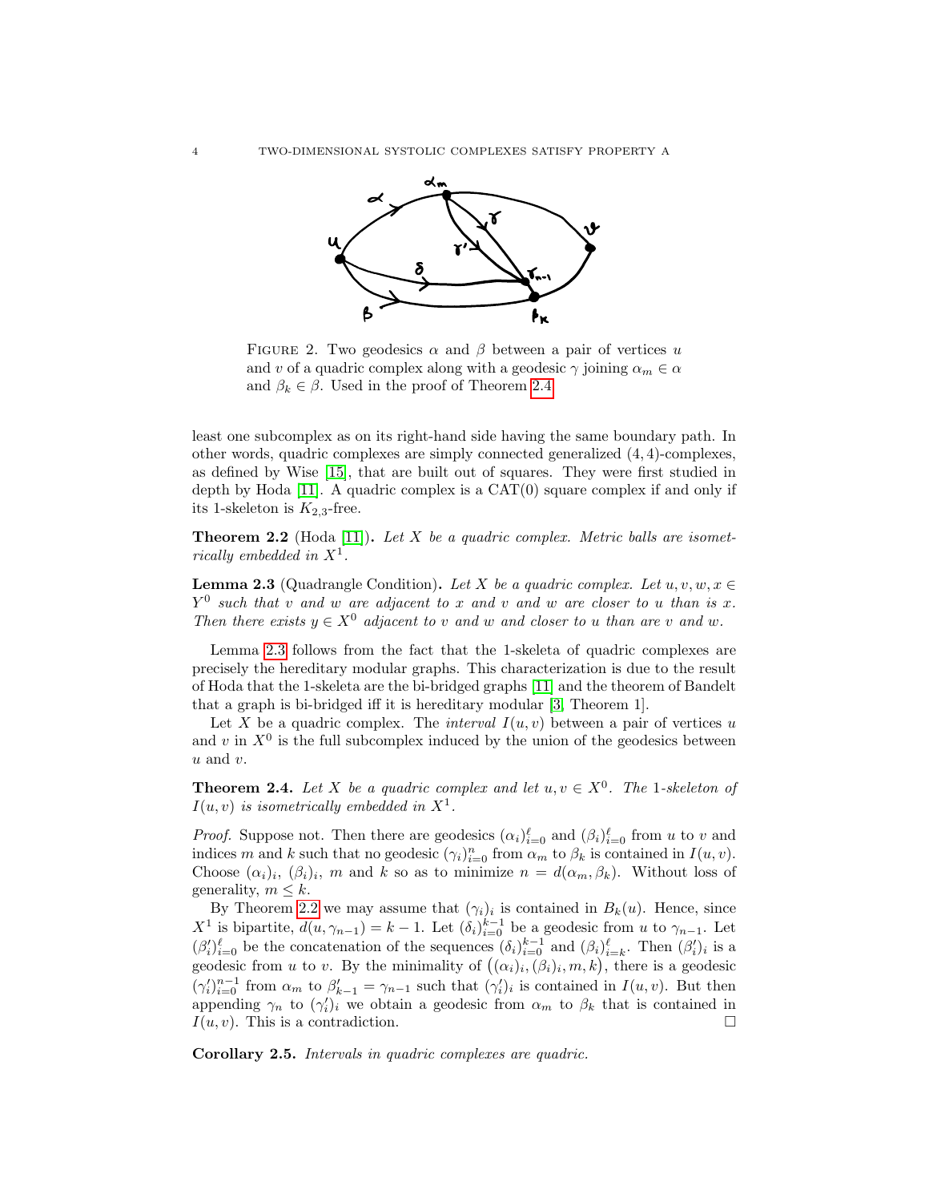FIGURE 2. Two geodesics $\alpha$ and $\beta$ between a pair of vertices $u$ and $v$ of a quadric complex along with a geodesic $\gamma$ joining $\alpha_m \in \alpha$ and $\beta_k \in \beta$. Used in the proof of Theorem 2.4.

least one subcomplex as on its right-hand side having the same boundary path. In other words, quadric complexes are simply connected generalized $(4,4)$-complexes, as defined by Wise [15], that are built out of squares. They were first studied in depth by Hoda [11]. A quadric complex is a CAT(0) square complex if and only if its 1-skeleton is $K_{2,3}$-free.

**Theorem 2.2** (Hoda [11])**.** *Let $X$ be a quadric complex. Metric balls are isometrically embedded in $X^1$.*

**Lemma 2.3** (Quadrangle Condition)**.** *Let $X$ be a quadric complex. Let $u, v, w, x \in Y^0$ such that $v$ and $w$ are adjacent to $x$ and $v$ and $w$ are closer to $u$ than is $x$. Then there exists $y \in X^0$ adjacent to $v$ and $w$ and closer to $u$ than are $v$ and $w$.*

Lemma 2.3 follows from the fact that the 1-skeleta of quadric complexes are precisely the hereditary modular graphs. This characterization is due to the result of Hoda that the 1-skeleta are the bi-bridged graphs [11] and the theorem of Bandelt that a graph is bi-bridged iff it is hereditary modular [3, Theorem 1].

Let $X$ be a quadric complex. The *interval* $I(u,v)$ between a pair of vertices $u$ and $v$ in $X^0$ is the full subcomplex induced by the union of the geodesics between $u$ and $v$.

**Theorem 2.4.** *Let $X$ be a quadric complex and let $u, v \in X^0$. The 1-skeleton of $I(u,v)$ is isometrically embedded in $X^1$.*

*Proof.* Suppose not. Then there are geodesics $(\alpha_i)_{i=0}^{\ell}$ and $(\beta_i)_{i=0}^{\ell}$ from $u$ to $v$ and indices $m$ and $k$ such that no geodesic $(\gamma_i)_{i=0}^{n}$ from $\alpha_m$ to $\beta_k$ is contained in $I(u,v)$. Choose $(\alpha_i)_i$, $(\beta_i)_i$, $m$ and $k$ so as to minimize $n = d(\alpha_m, \beta_k)$. Without loss of generality, $m \leq k$.

By Theorem 2.2 we may assume that $(\gamma_i)_i$ is contained in $B_k(u)$. Hence, since $X^1$ is bipartite, $d(u, \gamma_{n-1}) = k-1$. Let $(\delta_i)_{i=0}^{k-1}$ be a geodesic from $u$ to $\gamma_{n-1}$. Let $(\beta'_i)_{i=0}^{\ell}$ be the concatenation of the sequences $(\delta_i)_{i=0}^{k-1}$ and $(\beta_i)_{i=k}^{\ell}$. Then $(\beta'_i)_i$ is a geodesic from $u$ to $v$. By the minimality of $\big((\alpha_i)_i, (\beta_i)_i, m, k\big)$, there is a geodesic $(\gamma'_i)_{i=0}^{n-1}$ from $\alpha_m$ to $\beta'_{k-1} = \gamma_{n-1}$ such that $(\gamma'_i)_i$ is contained in $I(u,v)$. But then appending $\gamma_n$ to $(\gamma'_i)_i$ we obtain a geodesic from $\alpha_m$ to $\beta_k$ that is contained in $I(u,v)$. This is a contradiction. $\square$

**Corollary 2.5.** *Intervals in quadric complexes are quadric.*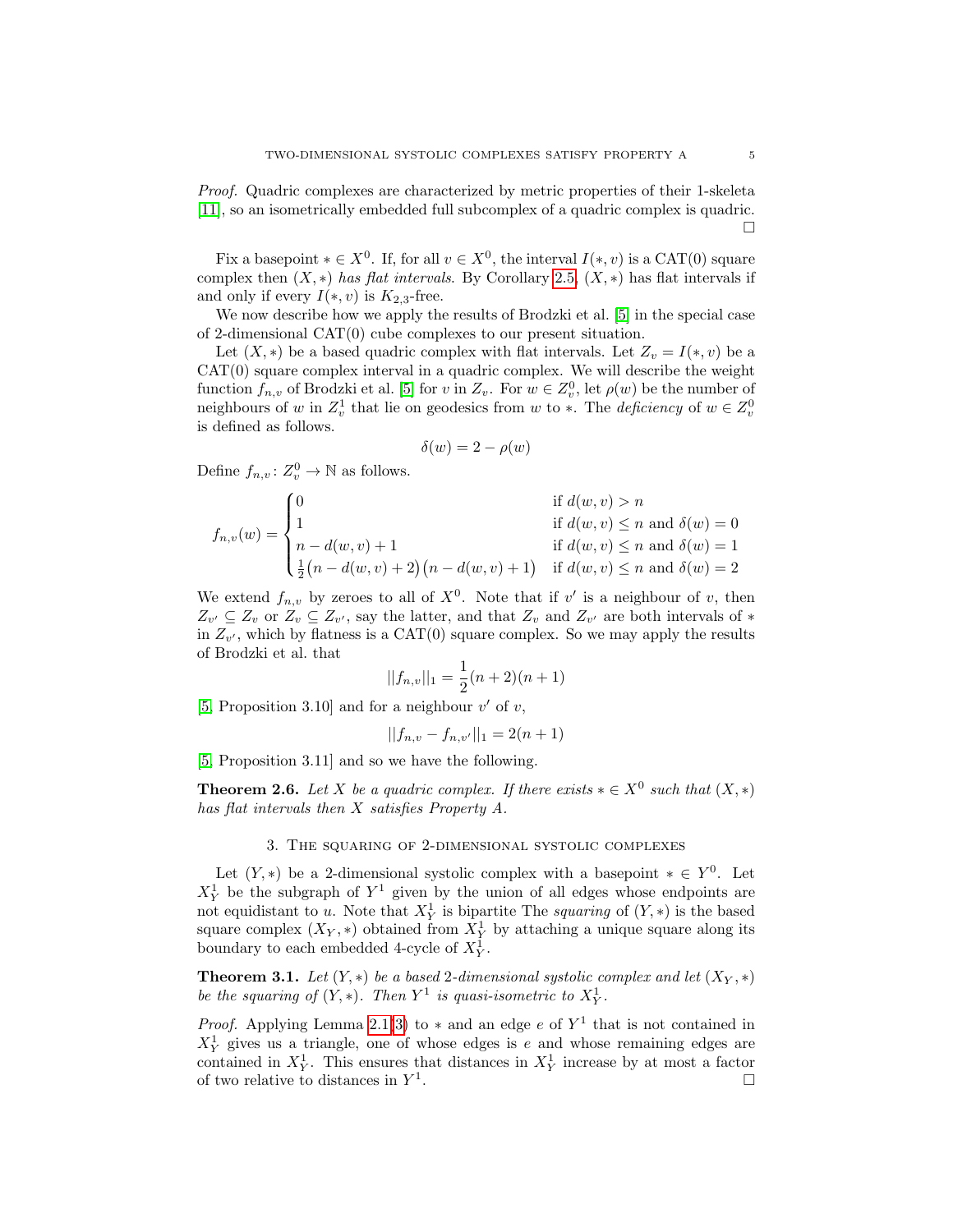*Proof.* Quadric complexes are characterized by metric properties of their 1-skeleta [11], so an isometrically embedded full subcomplex of a quadric complex is quadric. □

Fix a basepoint $* \in X^0$. If, for all $v \in X^0$, the interval $I(*, v)$ is a CAT(0) square complex then $(X, *)$ *has flat intervals*. By Corollary 2.5, $(X, *)$ has flat intervals if and only if every $I(*, v)$ is $K_{2,3}$-free.

We now describe how we apply the results of Brodzki et al. [5] in the special case of 2-dimensional CAT(0) cube complexes to our present situation.

Let $(X, *)$ be a based quadric complex with flat intervals. Let $Z_v = I(*, v)$ be a CAT(0) square complex interval in a quadric complex. We will describe the weight function $f_{n,v}$ of Brodzki et al. [5] for $v$ in $Z_v$. For $w \in Z_v^0$, let $\rho(w)$ be the number of neighbours of $w$ in $Z_v^1$ that lie on geodesics from $w$ to $*$. The *deficiency* of $w \in Z_v^0$ is defined as follows.

$$\delta(w) = 2 - \rho(w)$$

Define $f_{n,v} \colon Z_v^0 \to \mathbb{N}$ as follows.

$$f_{n,v}(w) = \begin{cases} 0 & \text{if } d(w, v) > n \\ 1 & \text{if } d(w, v) \leq n \text{ and } \delta(w) = 0 \\ n - d(w, v) + 1 & \text{if } d(w, v) \leq n \text{ and } \delta(w) = 1 \\ \frac{1}{2}\big(n - d(w, v) + 2\big)\big(n - d(w, v) + 1\big) & \text{if } d(w, v) \leq n \text{ and } \delta(w) = 2 \end{cases}$$

We extend $f_{n,v}$ by zeroes to all of $X^0$. Note that if $v'$ is a neighbour of $v$, then $Z_{v'} \subseteq Z_v$ or $Z_v \subseteq Z_{v'}$, say the latter, and that $Z_v$ and $Z_{v'}$ are both intervals of $*$ in $Z_{v'}$, which by flatness is a CAT(0) square complex. So we may apply the results of Brodzki et al. that

$$||f_{n,v}||_1 = \frac{1}{2}(n + 2)(n + 1)$$

[5, Proposition 3.10] and for a neighbour $v'$ of $v$,

$$||f_{n,v} - f_{n,v'}||_1 = 2(n + 1)$$

[5, Proposition 3.11] and so we have the following.

**Theorem 2.6.** *Let $X$ be a quadric complex. If there exists $* \in X^0$ such that $(X, *)$ has flat intervals then $X$ satisfies Property A.*

## 3. The squaring of 2-dimensional systolic complexes

Let $(Y, *)$ be a 2-dimensional systolic complex with a basepoint $* \in Y^0$. Let $X_Y^1$ be the subgraph of $Y^1$ given by the union of all edges whose endpoints are not equidistant to $u$. Note that $X_Y^1$ is bipartite The *squaring* of $(Y, *)$ is the based square complex $(X_Y, *)$ obtained from $X_Y^1$ by attaching a unique square along its boundary to each embedded 4-cycle of $X_Y^1$.

**Theorem 3.1.** *Let $(Y, *)$ be a based 2-dimensional systolic complex and let $(X_Y, *)$ be the squaring of $(Y, *)$. Then $Y^1$ is quasi-isometric to $X_Y^1$.*

*Proof.* Applying Lemma 2.1(3) to $*$ and an edge $e$ of $Y^1$ that is not contained in $X_Y^1$ gives us a triangle, one of whose edges is $e$ and whose remaining edges are contained in $X_Y^1$. This ensures that distances in $X_Y^1$ increase by at most a factor of two relative to distances in $Y^1$. □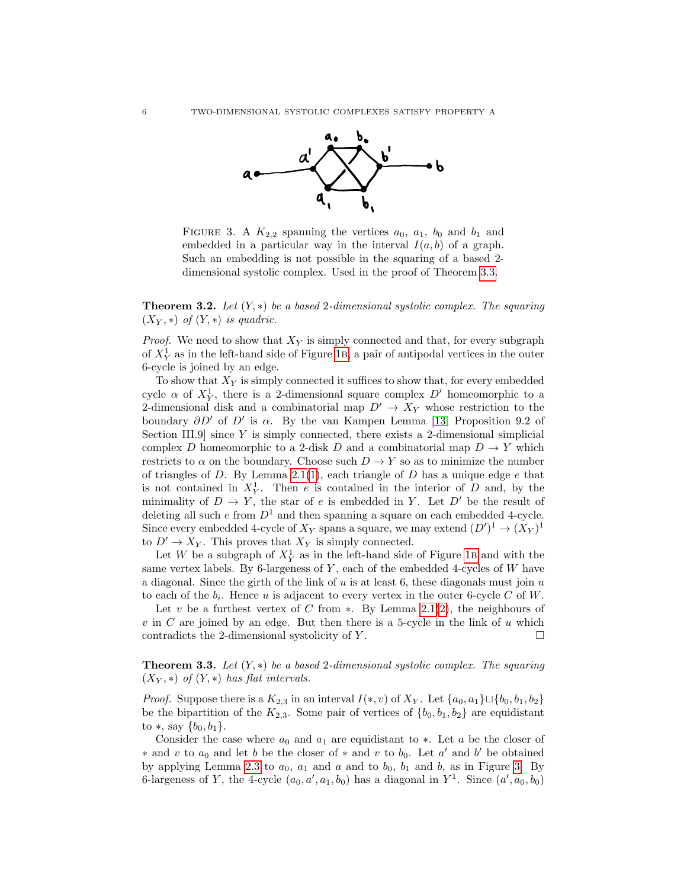FIGURE 3. A $K_{2,2}$ spanning the vertices $a_0$, $a_1$, $b_0$ and $b_1$ and embedded in a particular way in the interval $I(a, b)$ of a graph. Such an embedding is not possible in the squaring of a based 2-dimensional systolic complex. Used in the proof of Theorem 3.3.

**Theorem 3.2.** *Let $(Y, *)$ be a based 2-dimensional systolic complex. The squaring $(X_Y, *)$ of $(Y, *)$ is quadric.*

*Proof.* We need to show that $X_Y$ is simply connected and that, for every subgraph of $X_Y^1$ as in the left-hand side of Figure 1B, a pair of antipodal vertices in the outer 6-cycle is joined by an edge.

To show that $X_Y$ is simply connected it suffices to show that, for every embedded cycle $\alpha$ of $X_Y^1$, there is a 2-dimensional square complex $D'$ homeomorphic to a 2-dimensional disk and a combinatorial map $D' \to X_Y$ whose restriction to the boundary $\partial D'$ of $D'$ is $\alpha$. By the van Kampen Lemma [13, Proposition 9.2 of Section III.9] since $Y$ is simply connected, there exists a 2-dimensional simplicial complex $D$ homeomorphic to a 2-disk $D$ and a combinatorial map $D \to Y$ which restricts to $\alpha$ on the boundary. Choose such $D \to Y$ so as to minimize the number of triangles of $D$. By Lemma 2.1(1), each triangle of $D$ has a unique edge $e$ that is not contained in $X_Y^1$. Then $e$ is contained in the interior of $D$ and, by the minimality of $D \to Y$, the star of $e$ is embedded in $Y$. Let $D'$ be the result of deleting all such $e$ from $D^1$ and then spanning a square on each embedded 4-cycle. Since every embedded 4-cycle of $X_Y$ spans a square, we may extend $(D')^1 \to (X_Y)^1$ to $D' \to X_Y$. This proves that $X_Y$ is simply connected.

Let $W$ be a subgraph of $X_Y^1$ as in the left-hand side of Figure 1B and with the same vertex labels. By 6-largeness of $Y$, each of the embedded 4-cycles of $W$ have a diagonal. Since the girth of the link of $u$ is at least 6, these diagonals must join $u$ to each of the $b_i$. Hence $u$ is adjacent to every vertex in the outer 6-cycle $C$ of $W$.

Let $v$ be a furthest vertex of $C$ from $*$. By Lemma 2.1(2), the neighbours of $v$ in $C$ are joined by an edge. But then there is a 5-cycle in the link of $u$ which contradicts the 2-dimensional systolicity of $Y$. $\square$

**Theorem 3.3.** *Let $(Y, *)$ be a based 2-dimensional systolic complex. The squaring $(X_Y, *)$ of $(Y, *)$ has flat intervals.*

*Proof.* Suppose there is a $K_{2,3}$ in an interval $I(*, v)$ of $X_Y$. Let $\{a_0, a_1\} \sqcup \{b_0, b_1, b_2\}$ be the bipartition of the $K_{2,3}$. Some pair of vertices of $\{b_0, b_1, b_2\}$ are equidistant to $*$, say $\{b_0, b_1\}$.

Consider the case where $a_0$ and $a_1$ are equidistant to $*$. Let $a$ be the closer of $*$ and $v$ to $a_0$ and let $b$ be the closer of $*$ and $v$ to $b_0$. Let $a'$ and $b'$ be obtained by applying Lemma 2.3 to $a_0$, $a_1$ and $a$ and to $b_0$, $b_1$ and $b$, as in Figure 3. By 6-largeness of $Y$, the 4-cycle $(a_0, a', a_1, b_0)$ has a diagonal in $Y^1$. Since $(a', a_0, b_0)$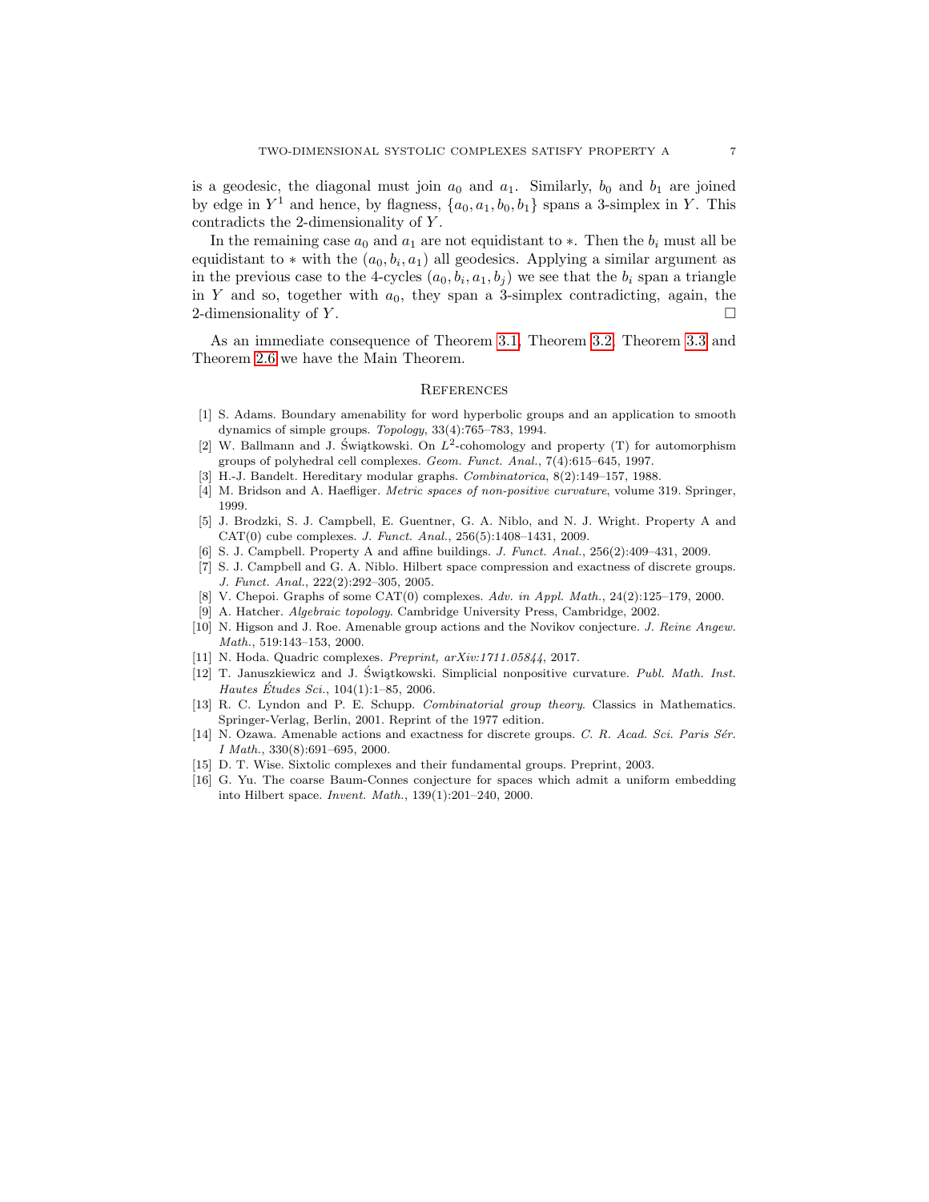is a geodesic, the diagonal must join $a_0$ and $a_1$. Similarly, $b_0$ and $b_1$ are joined by edge in $Y^1$ and hence, by flagness, $\{a_0, a_1, b_0, b_1\}$ spans a 3-simplex in $Y$. This contradicts the 2-dimensionality of $Y$.

In the remaining case $a_0$ and $a_1$ are not equidistant to $*$. Then the $b_i$ must all be equidistant to $*$ with the $(a_0, b_i, a_1)$ all geodesics. Applying a similar argument as in the previous case to the 4-cycles $(a_0, b_i, a_1, b_j)$ we see that the $b_i$ span a triangle in $Y$ and so, together with $a_0$, they span a 3-simplex contradicting, again, the 2-dimensionality of $Y$. □

As an immediate consequence of Theorem 3.1, Theorem 3.2, Theorem 3.3 and Theorem 2.6 we have the Main Theorem.

## References

[1] S. Adams. Boundary amenability for word hyperbolic groups and an application to smooth dynamics of simple groups. *Topology*, 33(4):765–783, 1994.

[2] W. Ballmann and J. Świątkowski. On $L^2$-cohomology and property (T) for automorphism groups of polyhedral cell complexes. *Geom. Funct. Anal.*, 7(4):615–645, 1997.

[3] H.-J. Bandelt. Hereditary modular graphs. *Combinatorica*, 8(2):149–157, 1988.

[4] M. Bridson and A. Haefliger. *Metric spaces of non-positive curvature*, volume 319. Springer, 1999.

[5] J. Brodzki, S. J. Campbell, E. Guentner, G. A. Niblo, and N. J. Wright. Property A and CAT(0) cube complexes. *J. Funct. Anal.*, 256(5):1408–1431, 2009.

[6] S. J. Campbell. Property A and affine buildings. *J. Funct. Anal.*, 256(2):409–431, 2009.

[7] S. J. Campbell and G. A. Niblo. Hilbert space compression and exactness of discrete groups. *J. Funct. Anal.*, 222(2):292–305, 2005.

[8] V. Chepoi. Graphs of some CAT(0) complexes. *Adv. in Appl. Math.*, 24(2):125–179, 2000.

[9] A. Hatcher. *Algebraic topology*. Cambridge University Press, Cambridge, 2002.

[10] N. Higson and J. Roe. Amenable group actions and the Novikov conjecture. *J. Reine Angew. Math.*, 519:143–153, 2000.

[11] N. Hoda. Quadric complexes. *Preprint, arXiv:1711.05844*, 2017.

[12] T. Januszkiewicz and J. Świątkowski. Simplicial nonpositive curvature. *Publ. Math. Inst. Hautes Études Sci.*, 104(1):1–85, 2006.

[13] R. C. Lyndon and P. E. Schupp. *Combinatorial group theory*. Classics in Mathematics. Springer-Verlag, Berlin, 2001. Reprint of the 1977 edition.

[14] N. Ozawa. Amenable actions and exactness for discrete groups. *C. R. Acad. Sci. Paris Sér. I Math.*, 330(8):691–695, 2000.

[15] D. T. Wise. Sixtolic complexes and their fundamental groups. Preprint, 2003.

[16] G. Yu. The coarse Baum-Connes conjecture for spaces which admit a uniform embedding into Hilbert space. *Invent. Math.*, 139(1):201–240, 2000.